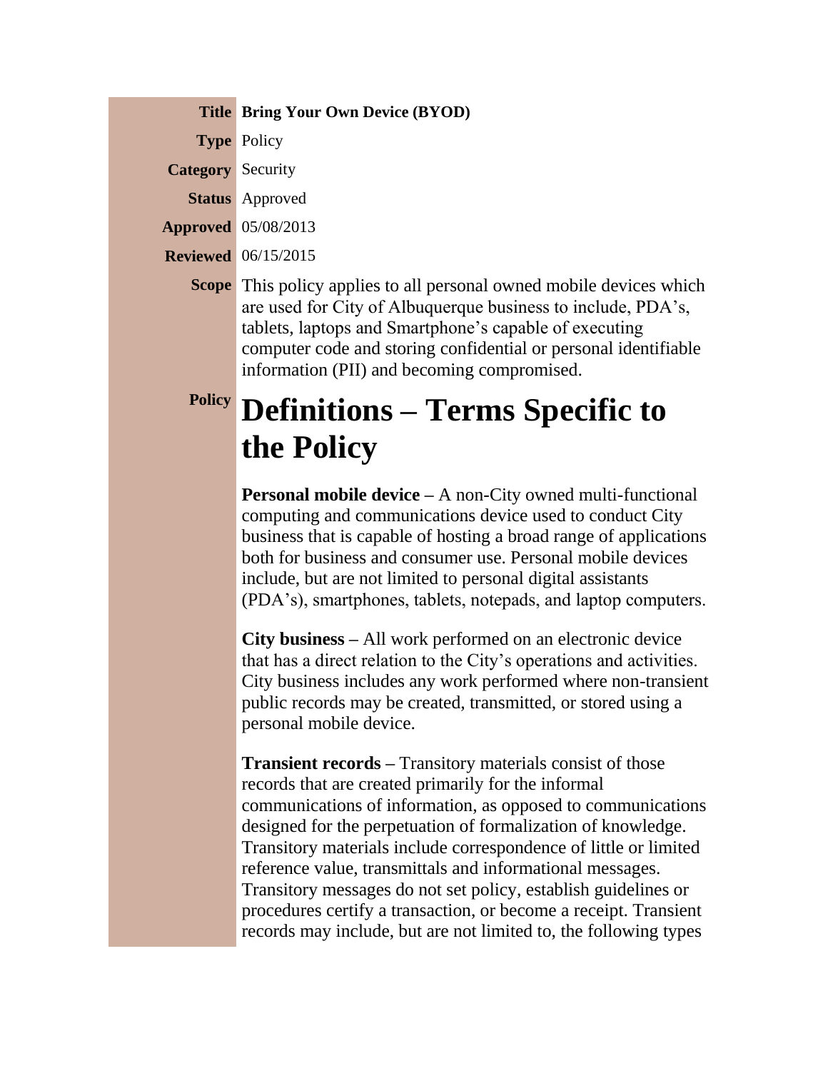| | |
|---|---|
| **Title** | **Bring Your Own Device (BYOD)** |
| **Type** | Policy |
| **Category** | Security |
| **Status** | Approved |
| **Approved** | 05/08/2013 |
| **Reviewed** | 06/15/2015 |
| **Scope** | This policy applies to all personal owned mobile devices which are used for City of Albuquerque business to include, PDA's, tablets, laptops and Smartphone's capable of executing computer code and storing confidential or personal identifiable information (PII) and becoming compromised. |

**Policy**

# Definitions – Terms Specific to the Policy

**Personal mobile device** – A non-City owned multi-functional computing and communications device used to conduct City business that is capable of hosting a broad range of applications both for business and consumer use. Personal mobile devices include, but are not limited to personal digital assistants (PDA's), smartphones, tablets, notepads, and laptop computers.

**City business** – All work performed on an electronic device that has a direct relation to the City's operations and activities. City business includes any work performed where non-transient public records may be created, transmitted, or stored using a personal mobile device.

**Transient records** – Transitory materials consist of those records that are created primarily for the informal communications of information, as opposed to communications designed for the perpetuation of formalization of knowledge. Transitory materials include correspondence of little or limited reference value, transmittals and informational messages. Transitory messages do not set policy, establish guidelines or procedures certify a transaction, or become a receipt. Transient records may include, but are not limited to, the following types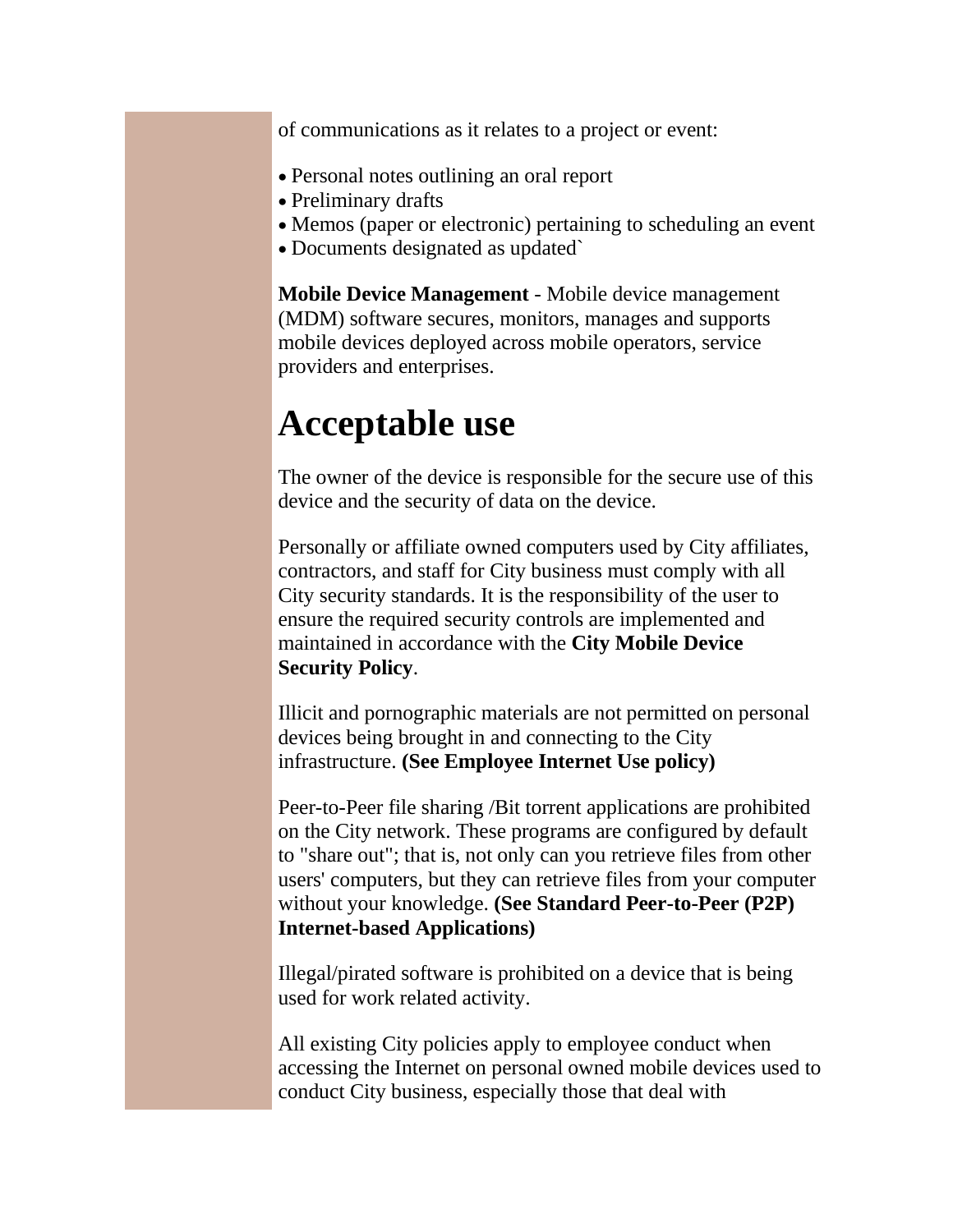of communications as it relates to a project or event:

- Personal notes outlining an oral report
- Preliminary drafts
- Memos (paper or electronic) pertaining to scheduling an event
- Documents designated as updated`

**Mobile Device Management** - Mobile device management (MDM) software secures, monitors, manages and supports mobile devices deployed across mobile operators, service providers and enterprises.

# Acceptable use

The owner of the device is responsible for the secure use of this device and the security of data on the device.

Personally or affiliate owned computers used by City affiliates, contractors, and staff for City business must comply with all City security standards. It is the responsibility of the user to ensure the required security controls are implemented and maintained in accordance with the **City Mobile Device Security Policy**.

Illicit and pornographic materials are not permitted on personal devices being brought in and connecting to the City infrastructure. **(See Employee Internet Use policy)**

Peer-to-Peer file sharing /Bit torrent applications are prohibited on the City network. These programs are configured by default to "share out"; that is, not only can you retrieve files from other users' computers, but they can retrieve files from your computer without your knowledge. **(See Standard Peer-to-Peer (P2P) Internet-based Applications)**

Illegal/pirated software is prohibited on a device that is being used for work related activity.

All existing City policies apply to employee conduct when accessing the Internet on personal owned mobile devices used to conduct City business, especially those that deal with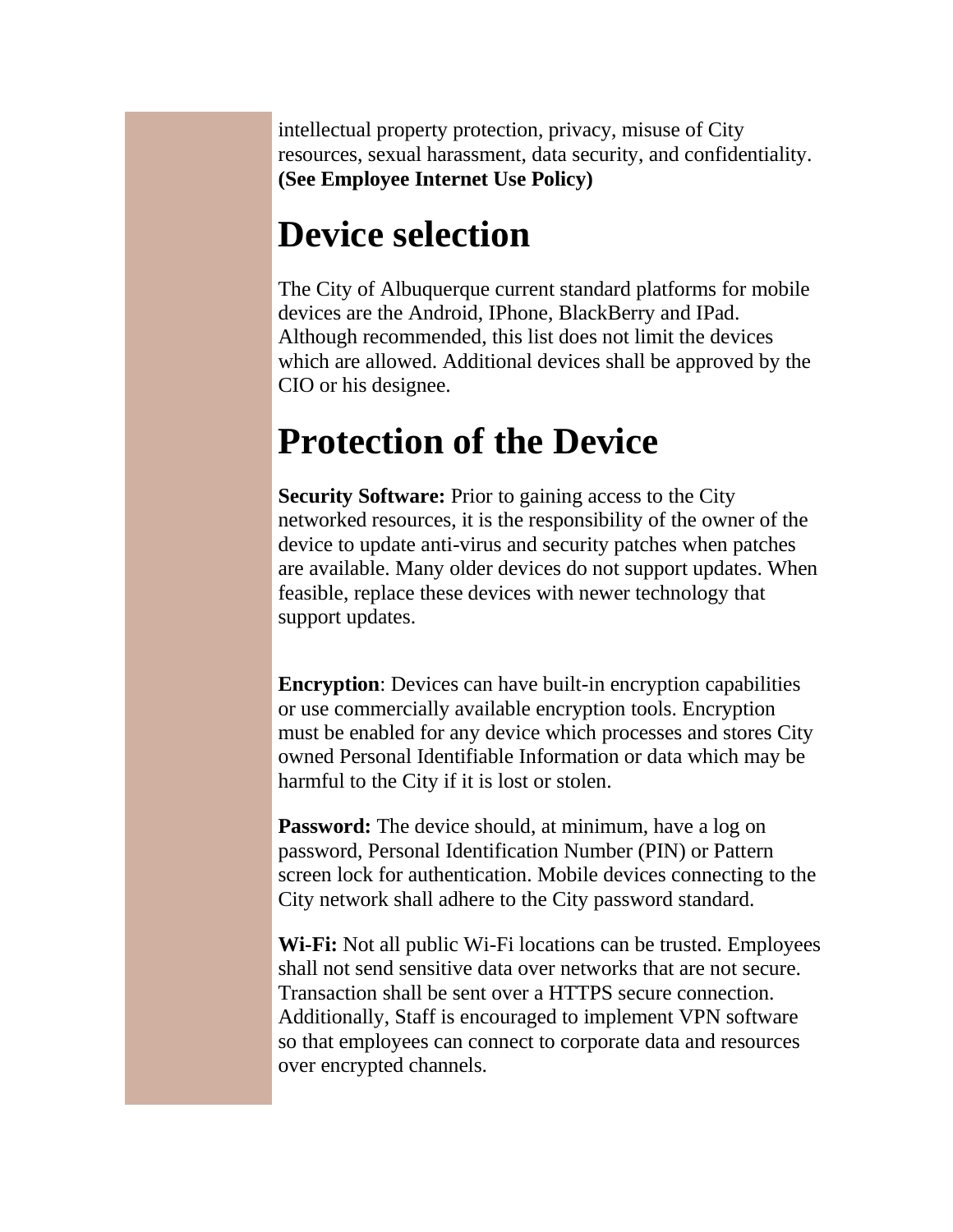intellectual property protection, privacy, misuse of City resources, sexual harassment, data security, and confidentiality. **(See Employee Internet Use Policy)**

# Device selection

The City of Albuquerque current standard platforms for mobile devices are the Android, IPhone, BlackBerry and IPad. Although recommended, this list does not limit the devices which are allowed. Additional devices shall be approved by the CIO or his designee.

# Protection of the Device

**Security Software:** Prior to gaining access to the City networked resources, it is the responsibility of the owner of the device to update anti-virus and security patches when patches are available. Many older devices do not support updates. When feasible, replace these devices with newer technology that support updates.

**Encryption**: Devices can have built-in encryption capabilities or use commercially available encryption tools. Encryption must be enabled for any device which processes and stores City owned Personal Identifiable Information or data which may be harmful to the City if it is lost or stolen.

**Password:** The device should, at minimum, have a log on password, Personal Identification Number (PIN) or Pattern screen lock for authentication. Mobile devices connecting to the City network shall adhere to the City password standard.

**Wi-Fi:** Not all public Wi-Fi locations can be trusted. Employees shall not send sensitive data over networks that are not secure. Transaction shall be sent over a HTTPS secure connection. Additionally, Staff is encouraged to implement VPN software so that employees can connect to corporate data and resources over encrypted channels.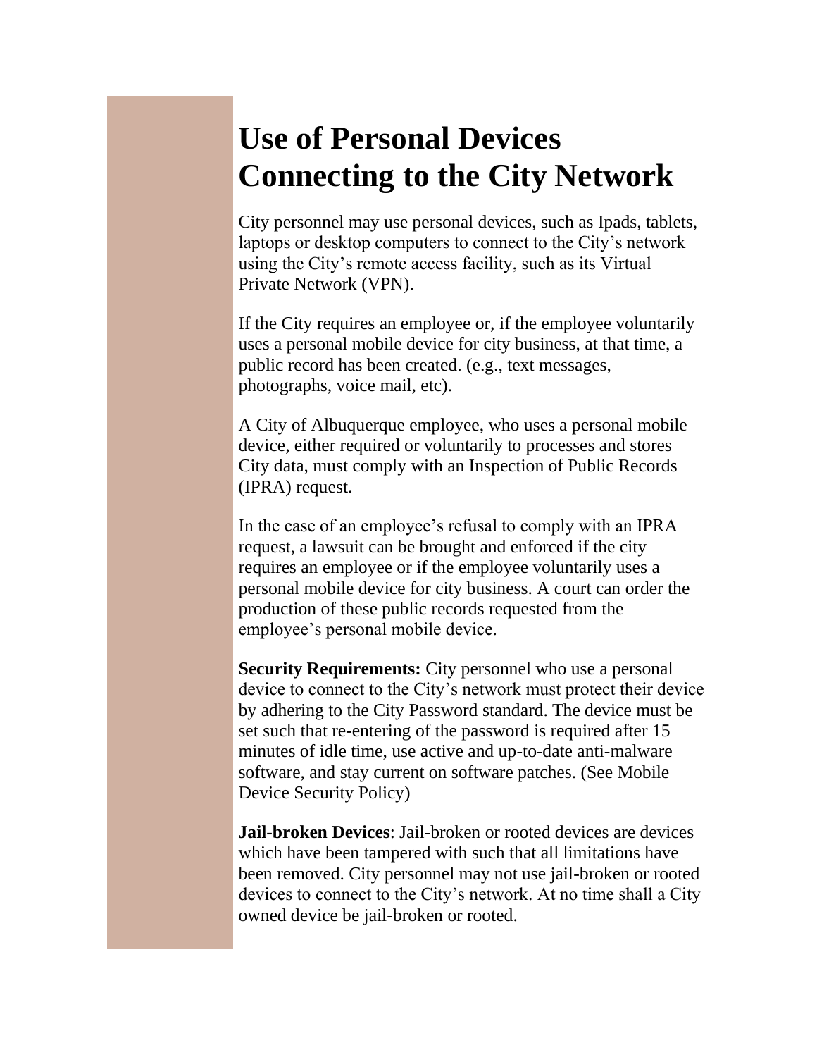# Use of Personal Devices Connecting to the City Network

City personnel may use personal devices, such as Ipads, tablets, laptops or desktop computers to connect to the City's network using the City's remote access facility, such as its Virtual Private Network (VPN).

If the City requires an employee or, if the employee voluntarily uses a personal mobile device for city business, at that time, a public record has been created. (e.g., text messages, photographs, voice mail, etc).

A City of Albuquerque employee, who uses a personal mobile device, either required or voluntarily to processes and stores City data, must comply with an Inspection of Public Records (IPRA) request.

In the case of an employee's refusal to comply with an IPRA request, a lawsuit can be brought and enforced if the city requires an employee or if the employee voluntarily uses a personal mobile device for city business. A court can order the production of these public records requested from the employee's personal mobile device.

**Security Requirements:** City personnel who use a personal device to connect to the City's network must protect their device by adhering to the City Password standard. The device must be set such that re-entering of the password is required after 15 minutes of idle time, use active and up-to-date anti-malware software, and stay current on software patches. (See Mobile Device Security Policy)

**Jail-broken Devices**: Jail-broken or rooted devices are devices which have been tampered with such that all limitations have been removed. City personnel may not use jail-broken or rooted devices to connect to the City's network. At no time shall a City owned device be jail-broken or rooted.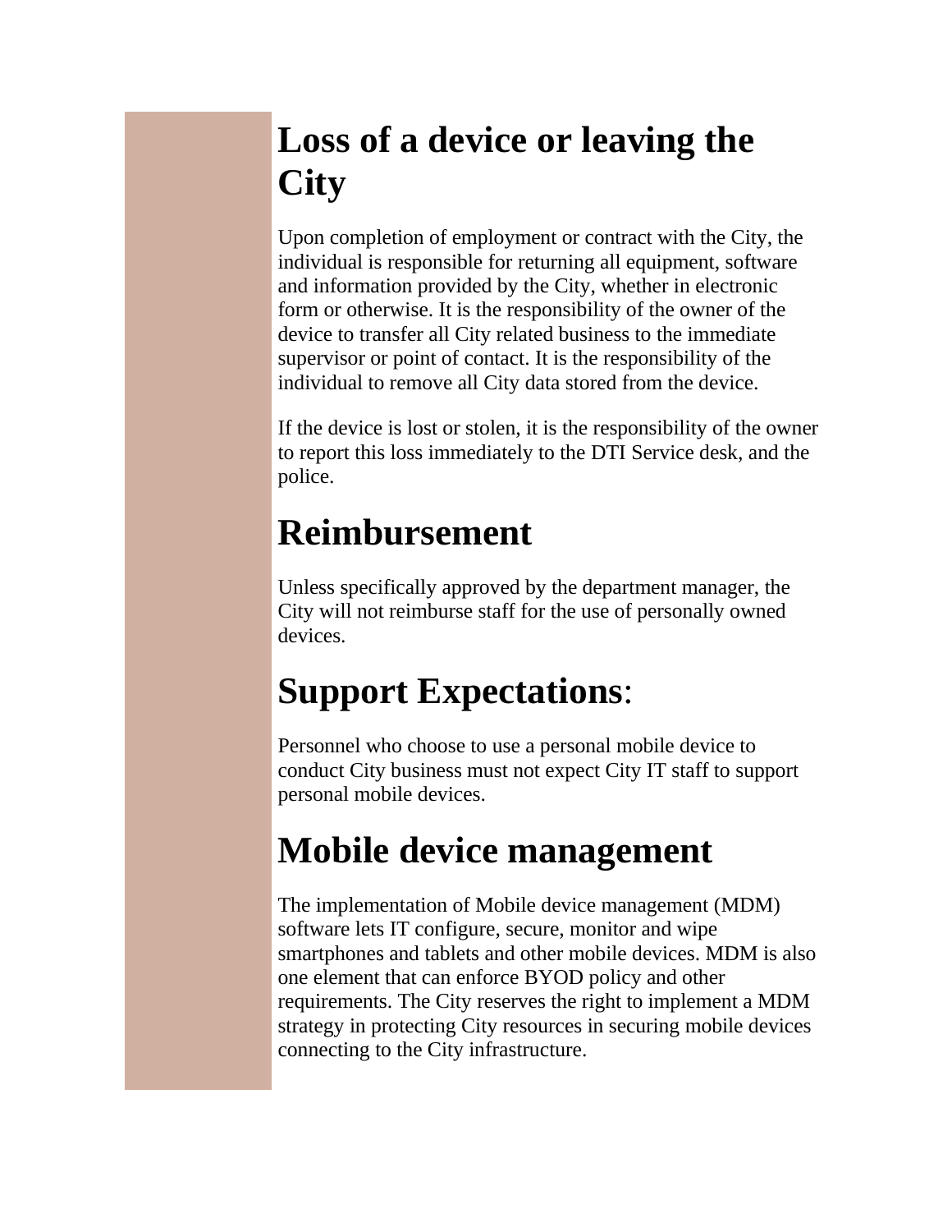# Loss of a device or leaving the City

Upon completion of employment or contract with the City, the individual is responsible for returning all equipment, software and information provided by the City, whether in electronic form or otherwise. It is the responsibility of the owner of the device to transfer all City related business to the immediate supervisor or point of contact. It is the responsibility of the individual to remove all City data stored from the device.

If the device is lost or stolen, it is the responsibility of the owner to report this loss immediately to the DTI Service desk, and the police.

# Reimbursement

Unless specifically approved by the department manager, the City will not reimburse staff for the use of personally owned devices.

# Support Expectations:

Personnel who choose to use a personal mobile device to conduct City business must not expect City IT staff to support personal mobile devices.

# Mobile device management

The implementation of Mobile device management (MDM) software lets IT configure, secure, monitor and wipe smartphones and tablets and other mobile devices. MDM is also one element that can enforce BYOD policy and other requirements. The City reserves the right to implement a MDM strategy in protecting City resources in securing mobile devices connecting to the City infrastructure.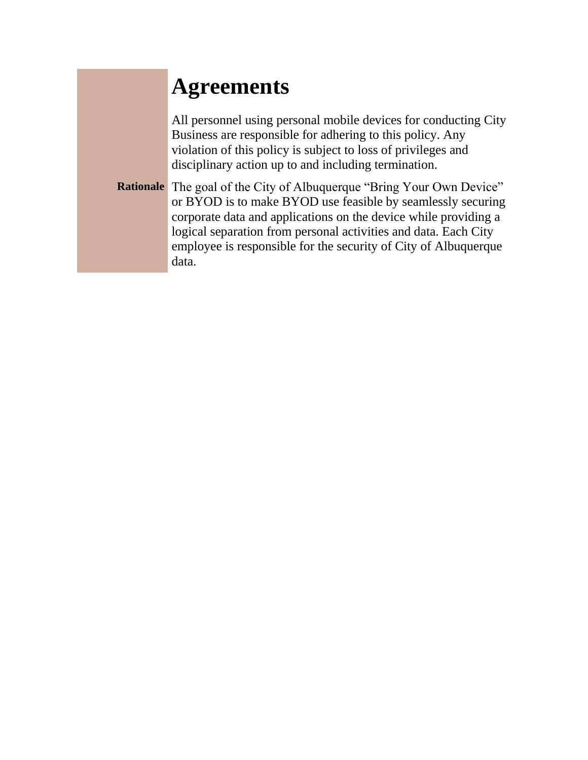# Agreements

All personnel using personal mobile devices for conducting City Business are responsible for adhering to this policy. Any violation of this policy is subject to loss of privileges and disciplinary action up to and including termination.

**Rationale**

The goal of the City of Albuquerque “Bring Your Own Device” or BYOD is to make BYOD use feasible by seamlessly securing corporate data and applications on the device while providing a logical separation from personal activities and data. Each City employee is responsible for the security of City of Albuquerque data.